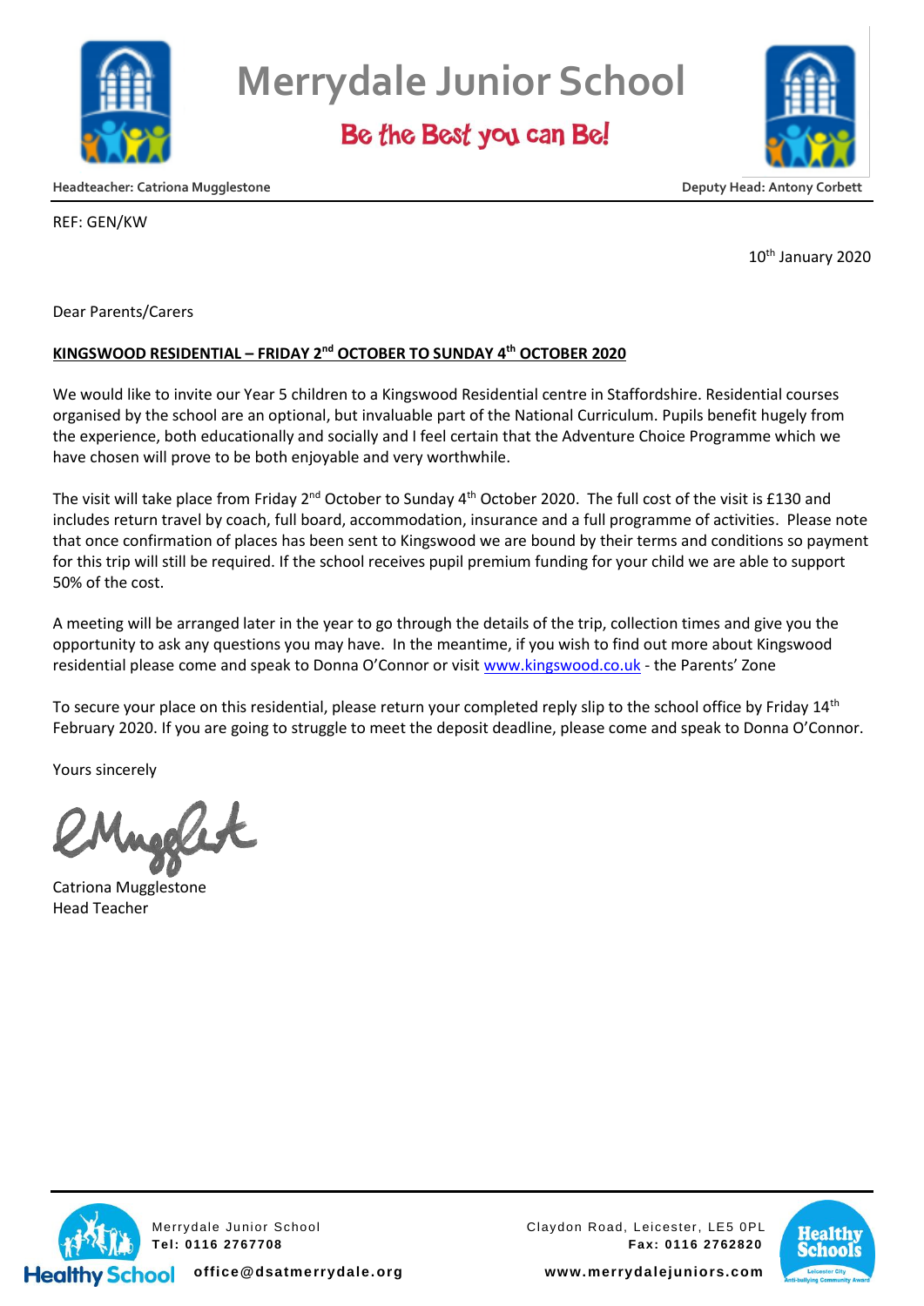# Merrydale Junior School

**Be the Best you can Be!**

**Headteacher: Catriona Mugglestone** | **Deputy Head: Antony Corbett**

REF: GEN/KW

10th January 2020

Dear Parents/Carers

**KINGSWOOD RESIDENTIAL – FRIDAY 2nd OCTOBER TO SUNDAY 4th OCTOBER 2020**

We would like to invite our Year 5 children to a Kingswood Residential centre in Staffordshire. Residential courses organised by the school are an optional, but invaluable part of the National Curriculum. Pupils benefit hugely from the experience, both educationally and socially and I feel certain that the Adventure Choice Programme which we have chosen will prove to be both enjoyable and very worthwhile.

The visit will take place from Friday 2nd October to Sunday 4th October 2020. The full cost of the visit is £130 and includes return travel by coach, full board, accommodation, insurance and a full programme of activities. Please note that once confirmation of places has been sent to Kingswood we are bound by their terms and conditions so payment for this trip will still be required. If the school receives pupil premium funding for your child we are able to support 50% of the cost.

A meeting will be arranged later in the year to go through the details of the trip, collection times and give you the opportunity to ask any questions you may have. In the meantime, if you wish to find out more about Kingswood residential please come and speak to Donna O'Connor or visit www.kingswood.co.uk - the Parents' Zone

To secure your place on this residential, please return your completed reply slip to the school office by Friday 14th February 2020. If you are going to struggle to meet the deposit deadline, please come and speak to Donna O'Connor.

Yours sincerely

Catriona Mugglestone
Head Teacher

Merrydale Junior School
**Tel: 0116 2767708**
**office@dsatmerrydale.org**

Claydon Road, Leicester, LE5 0PL
**Fax: 0116 2762820**
**www.merrydalejuniors.com**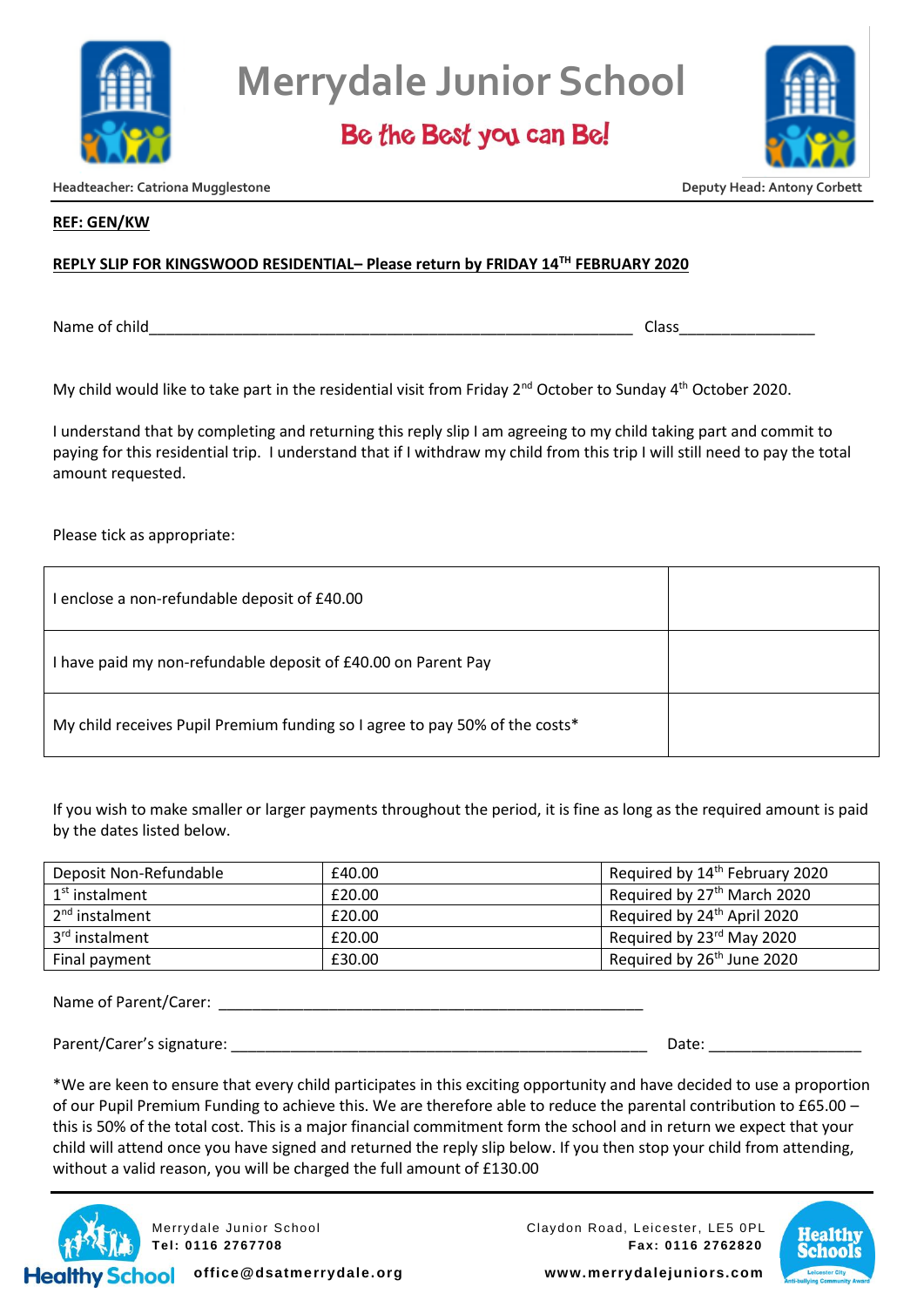# Merrydale Junior School

**Be the Best you can Be!**

**Headteacher: Catriona Mugglestone** **Deputy Head: Antony Corbett**

**REF: GEN/KW**

**REPLY SLIP FOR KINGSWOOD RESIDENTIAL– Please return by FRIDAY 14TH FEBRUARY 2020**

Name of child_______________________________________________ Class_______________

My child would like to take part in the residential visit from Friday 2nd October to Sunday 4th October 2020.

I understand that by completing and returning this reply slip I am agreeing to my child taking part and commit to paying for this residential trip. I understand that if I withdraw my child from this trip I will still need to pay the total amount requested.

Please tick as appropriate:

| | |
|---|---|
| I enclose a non-refundable deposit of £40.00 | |
| I have paid my non-refundable deposit of £40.00 on Parent Pay | |
| My child receives Pupil Premium funding so I agree to pay 50% of the costs* | |

If you wish to make smaller or larger payments throughout the period, it is fine as long as the required amount is paid by the dates listed below.

| | | |
|---|---|---|
| Deposit Non-Refundable | £40.00 | Required by 14th February 2020 |
| 1st instalment | £20.00 | Required by 27th March 2020 |
| 2nd instalment | £20.00 | Required by 24th April 2020 |
| 3rd instalment | £20.00 | Required by 23rd May 2020 |
| Final payment | £30.00 | Required by 26th June 2020 |

Name of Parent/Carer: ___________________________________________

Parent/Carer's signature: ___________________________________________ Date: _______________

*We are keen to ensure that every child participates in this exciting opportunity and have decided to use a proportion of our Pupil Premium Funding to achieve this. We are therefore able to reduce the parental contribution to £65.00 – this is 50% of the total cost. This is a major financial commitment form the school and in return we expect that your child will attend once you have signed and returned the reply slip below. If you then stop your child from attending, without a valid reason, you will be charged the full amount of £130.00

Merrydale Junior School
**Tel: 0116 2767708**
**office@dsatmerrydale.org**

Claydon Road, Leicester, LE5 0PL
**Fax: 0116 2762820**
**www.merrydalejuniors.com**